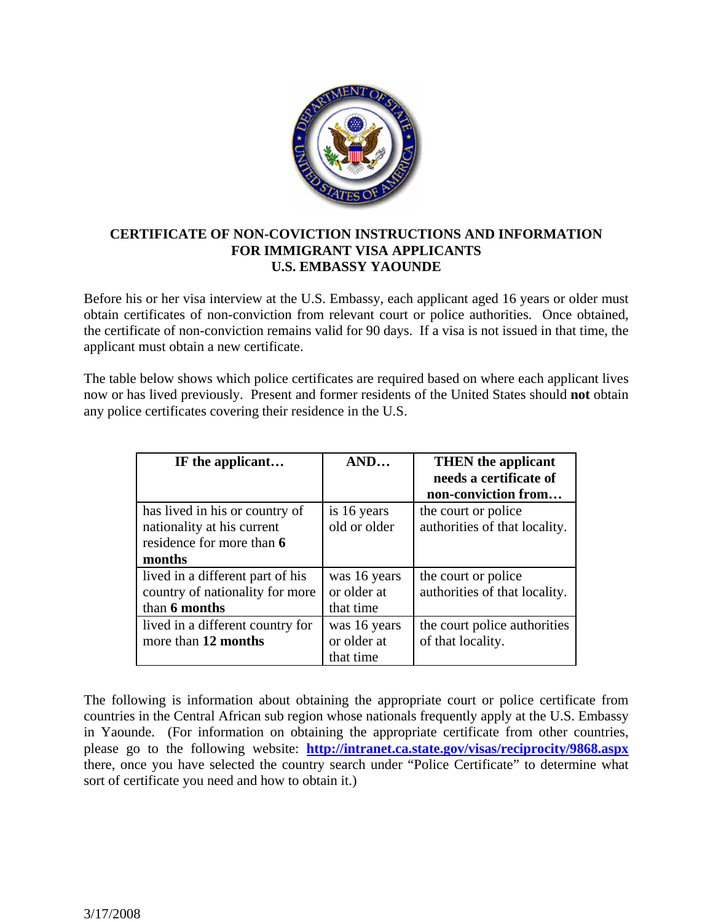# CERTIFICATE OF NON-COVICTION INSTRUCTIONS AND INFORMATION FOR IMMIGRANT VISA APPLICANTS U.S. EMBASSY YAOUNDE

Before his or her visa interview at the U.S. Embassy, each applicant aged 16 years or older must obtain certificates of non-conviction from relevant court or police authorities. Once obtained, the certificate of non-conviction remains valid for 90 days. If a visa is not issued in that time, the applicant must obtain a new certificate.

The table below shows which police certificates are required based on where each applicant lives now or has lived previously. Present and former residents of the United States should **not** obtain any police certificates covering their residence in the U.S.

| IF the applicant… | AND… | THEN the applicant needs a certificate of non-conviction from… |
|---|---|---|
| has lived in his or country of nationality at his current residence for more than **6 months** | is 16 years old or older | the court or police authorities of that locality. |
| lived in a different part of his country of nationality for more than **6 months** | was 16 years or older at that time | the court or police authorities of that locality. |
| lived in a different country for more than **12 months** | was 16 years or older at that time | the court police authorities of that locality. |

The following is information about obtaining the appropriate court or police certificate from countries in the Central African sub region whose nationals frequently apply at the U.S. Embassy in Yaounde. (For information on obtaining the appropriate certificate from other countries, please go to the following website: **http://intranet.ca.state.gov/visas/reciprocity/9868.aspx** there, once you have selected the country search under "Police Certificate" to determine what sort of certificate you need and how to obtain it.)

3/17/2008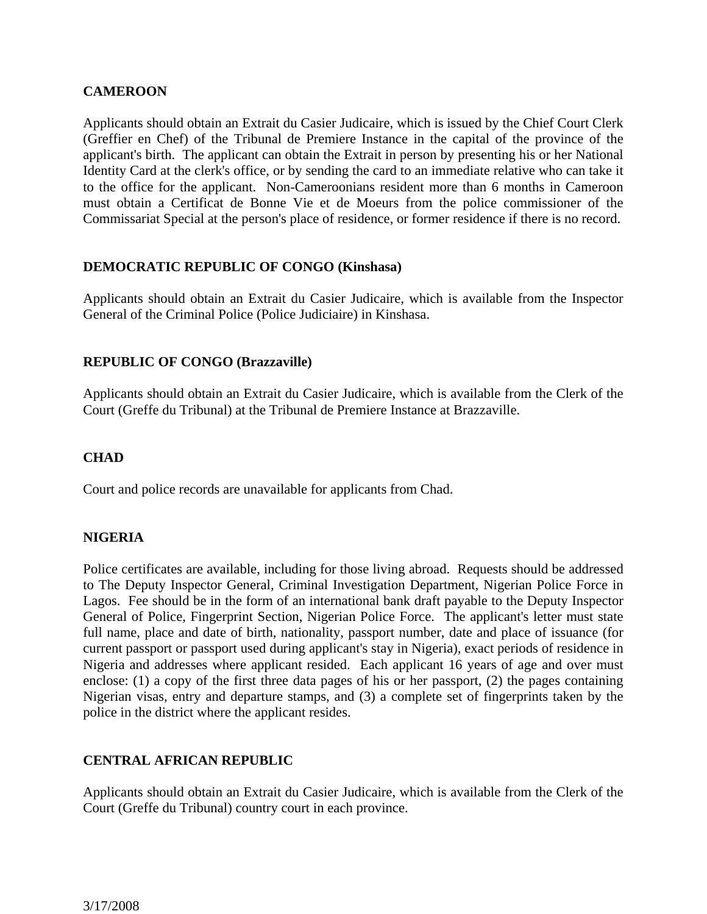## CAMEROON

Applicants should obtain an Extrait du Casier Judicaire, which is issued by the Chief Court Clerk (Greffier en Chef) of the Tribunal de Premiere Instance in the capital of the province of the applicant's birth. The applicant can obtain the Extrait in person by presenting his or her National Identity Card at the clerk's office, or by sending the card to an immediate relative who can take it to the office for the applicant. Non-Cameroonians resident more than 6 months in Cameroon must obtain a Certificat de Bonne Vie et de Moeurs from the police commissioner of the Commissariat Special at the person's place of residence, or former residence if there is no record.

## DEMOCRATIC REPUBLIC OF CONGO (Kinshasa)

Applicants should obtain an Extrait du Casier Judicaire, which is available from the Inspector General of the Criminal Police (Police Judiciaire) in Kinshasa.

## REPUBLIC OF CONGO (Brazzaville)

Applicants should obtain an Extrait du Casier Judicaire, which is available from the Clerk of the Court (Greffe du Tribunal) at the Tribunal de Premiere Instance at Brazzaville.

## CHAD

Court and police records are unavailable for applicants from Chad.

## NIGERIA

Police certificates are available, including for those living abroad. Requests should be addressed to The Deputy Inspector General, Criminal Investigation Department, Nigerian Police Force in Lagos. Fee should be in the form of an international bank draft payable to the Deputy Inspector General of Police, Fingerprint Section, Nigerian Police Force. The applicant's letter must state full name, place and date of birth, nationality, passport number, date and place of issuance (for current passport or passport used during applicant's stay in Nigeria), exact periods of residence in Nigeria and addresses where applicant resided. Each applicant 16 years of age and over must enclose: (1) a copy of the first three data pages of his or her passport, (2) the pages containing Nigerian visas, entry and departure stamps, and (3) a complete set of fingerprints taken by the police in the district where the applicant resides.

## CENTRAL AFRICAN REPUBLIC

Applicants should obtain an Extrait du Casier Judicaire, which is available from the Clerk of the Court (Greffe du Tribunal) country court in each province.

3/17/2008